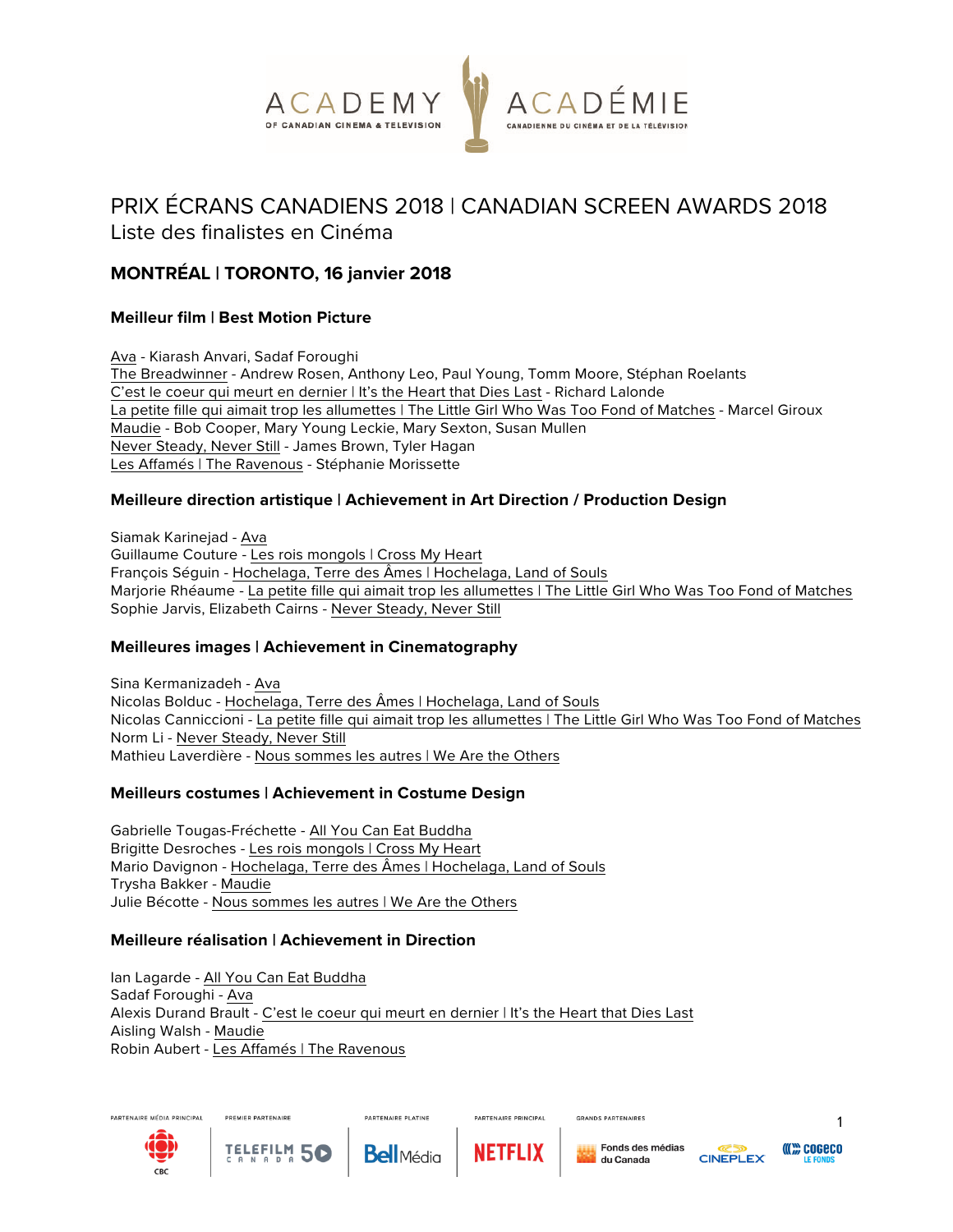# PRIX ÉCRANS CANADIENS 2018 | CANADIAN SCREEN AWARDS 2018

Liste des finalistes en Cinéma

## MONTRÉAL | TORONTO, 16 janvier 2018

### Meilleur film | Best Motion Picture

Ava - Kiarash Anvari, Sadaf Foroughi
The Breadwinner - Andrew Rosen, Anthony Leo, Paul Young, Tomm Moore, Stéphan Roelants
C'est le coeur qui meurt en dernier | It's the Heart that Dies Last - Richard Lalonde
La petite fille qui aimait trop les allumettes | The Little Girl Who Was Too Fond of Matches - Marcel Giroux
Maudie - Bob Cooper, Mary Young Leckie, Mary Sexton, Susan Mullen
Never Steady, Never Still - James Brown, Tyler Hagan
Les Affamés | The Ravenous - Stéphanie Morissette

### Meilleure direction artistique | Achievement in Art Direction / Production Design

Siamak Karinejad - Ava
Guillaume Couture - Les rois mongols | Cross My Heart
François Séguin - Hochelaga, Terre des Âmes | Hochelaga, Land of Souls
Marjorie Rhéaume - La petite fille qui aimait trop les allumettes | The Little Girl Who Was Too Fond of Matches
Sophie Jarvis, Elizabeth Cairns - Never Steady, Never Still

### Meilleures images | Achievement in Cinematography

Sina Kermanizadeh - Ava
Nicolas Bolduc - Hochelaga, Terre des Âmes | Hochelaga, Land of Souls
Nicolas Canniccioni - La petite fille qui aimait trop les allumettes | The Little Girl Who Was Too Fond of Matches
Norm Li - Never Steady, Never Still
Mathieu Laverdière - Nous sommes les autres | We Are the Others

### Meilleurs costumes | Achievement in Costume Design

Gabrielle Tougas-Fréchette - All You Can Eat Buddha
Brigitte Desroches - Les rois mongols | Cross My Heart
Mario Davignon - Hochelaga, Terre des Âmes | Hochelaga, Land of Souls
Trysha Bakker - Maudie
Julie Bécotte - Nous sommes les autres | We Are the Others

### Meilleure réalisation | Achievement in Direction

Ian Lagarde - All You Can Eat Buddha
Sadaf Foroughi - Ava
Alexis Durand Brault - C'est le coeur qui meurt en dernier | It's the Heart that Dies Last
Aisling Walsh - Maudie
Robin Aubert - Les Affamés | The Ravenous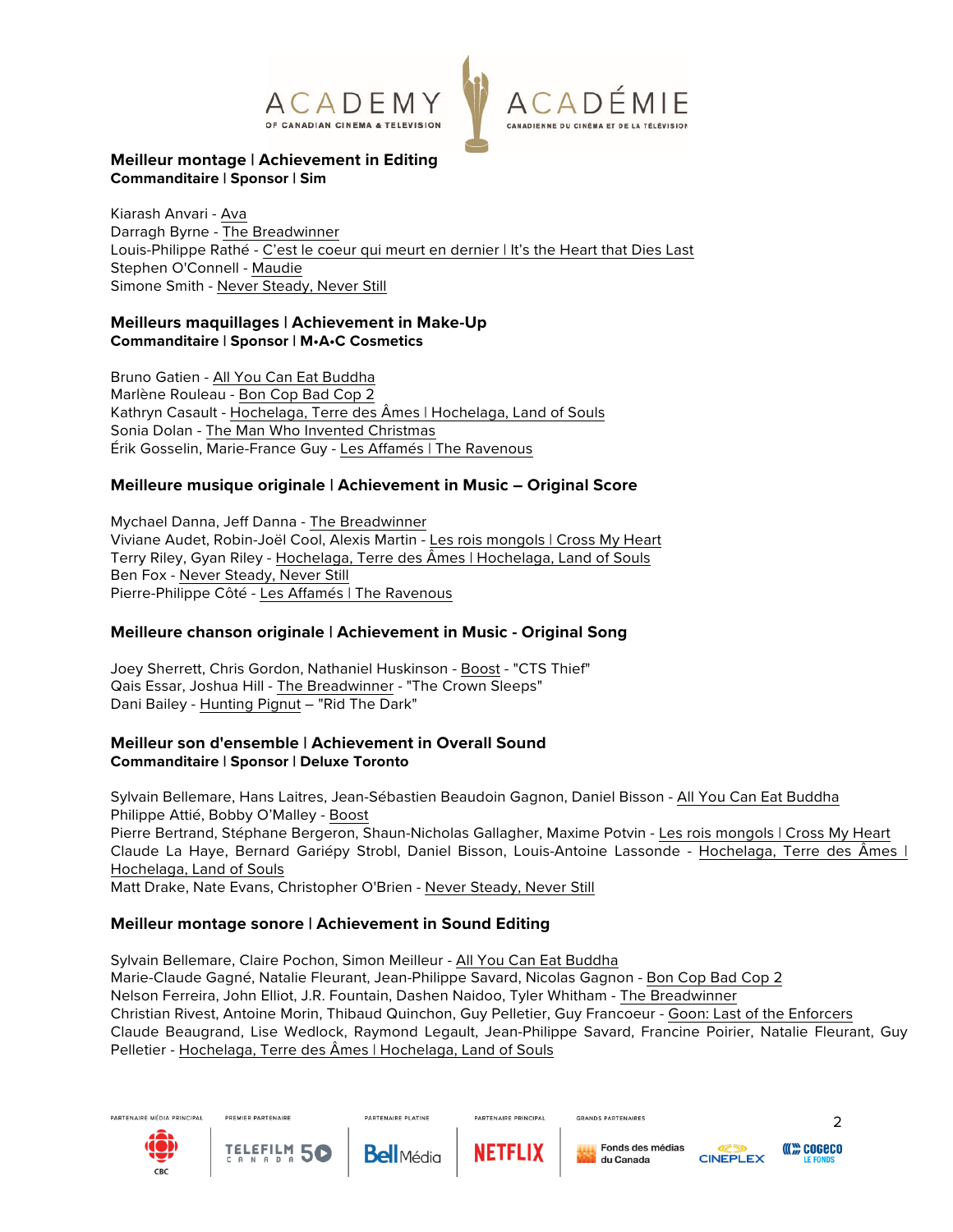## Meilleur montage | Achievement in Editing
**Commanditaire | Sponsor | Sim**

Kiarash Anvari - Ava
Darragh Byrne - The Breadwinner
Louis-Philippe Rathé - C'est le coeur qui meurt en dernier | It's the Heart that Dies Last
Stephen O'Connell - Maudie
Simone Smith - Never Steady, Never Still

## Meilleurs maquillages | Achievement in Make-Up
**Commanditaire | Sponsor | M•A•C Cosmetics**

Bruno Gatien - All You Can Eat Buddha
Marlène Rouleau - Bon Cop Bad Cop 2
Kathryn Casault - Hochelaga, Terre des Âmes | Hochelaga, Land of Souls
Sonia Dolan - The Man Who Invented Christmas
Érik Gosselin, Marie-France Guy - Les Affamés | The Ravenous

## Meilleure musique originale | Achievement in Music – Original Score

Mychael Danna, Jeff Danna - The Breadwinner
Viviane Audet, Robin-Joël Cool, Alexis Martin - Les rois mongols | Cross My Heart
Terry Riley, Gyan Riley - Hochelaga, Terre des Âmes | Hochelaga, Land of Souls
Ben Fox - Never Steady, Never Still
Pierre-Philippe Côté - Les Affamés | The Ravenous

## Meilleure chanson originale | Achievement in Music - Original Song

Joey Sherrett, Chris Gordon, Nathaniel Huskinson - Boost - "CTS Thief"
Qais Essar, Joshua Hill - The Breadwinner - "The Crown Sleeps"
Dani Bailey - Hunting Pignut – "Rid The Dark"

## Meilleur son d'ensemble | Achievement in Overall Sound
**Commanditaire | Sponsor | Deluxe Toronto**

Sylvain Bellemare, Hans Laitres, Jean-Sébastien Beaudoin Gagnon, Daniel Bisson - All You Can Eat Buddha
Philippe Attié, Bobby O'Malley - Boost
Pierre Bertrand, Stéphane Bergeron, Shaun-Nicholas Gallagher, Maxime Potvin - Les rois mongols | Cross My Heart
Claude La Haye, Bernard Gariépy Strobl, Daniel Bisson, Louis-Antoine Lassonde - Hochelaga, Terre des Âmes | Hochelaga, Land of Souls
Matt Drake, Nate Evans, Christopher O'Brien - Never Steady, Never Still

## Meilleur montage sonore | Achievement in Sound Editing

Sylvain Bellemare, Claire Pochon, Simon Meilleur - All You Can Eat Buddha
Marie-Claude Gagné, Natalie Fleurant, Jean-Philippe Savard, Nicolas Gagnon - Bon Cop Bad Cop 2
Nelson Ferreira, John Elliot, J.R. Fountain, Dashen Naidoo, Tyler Whitham - The Breadwinner
Christian Rivest, Antoine Morin, Thibaud Quinchon, Guy Pelletier, Guy Francoeur - Goon: Last of the Enforcers
Claude Beaugrand, Lise Wedlock, Raymond Legault, Jean-Philippe Savard, Francine Poirier, Natalie Fleurant, Guy Pelletier - Hochelaga, Terre des Âmes | Hochelaga, Land of Souls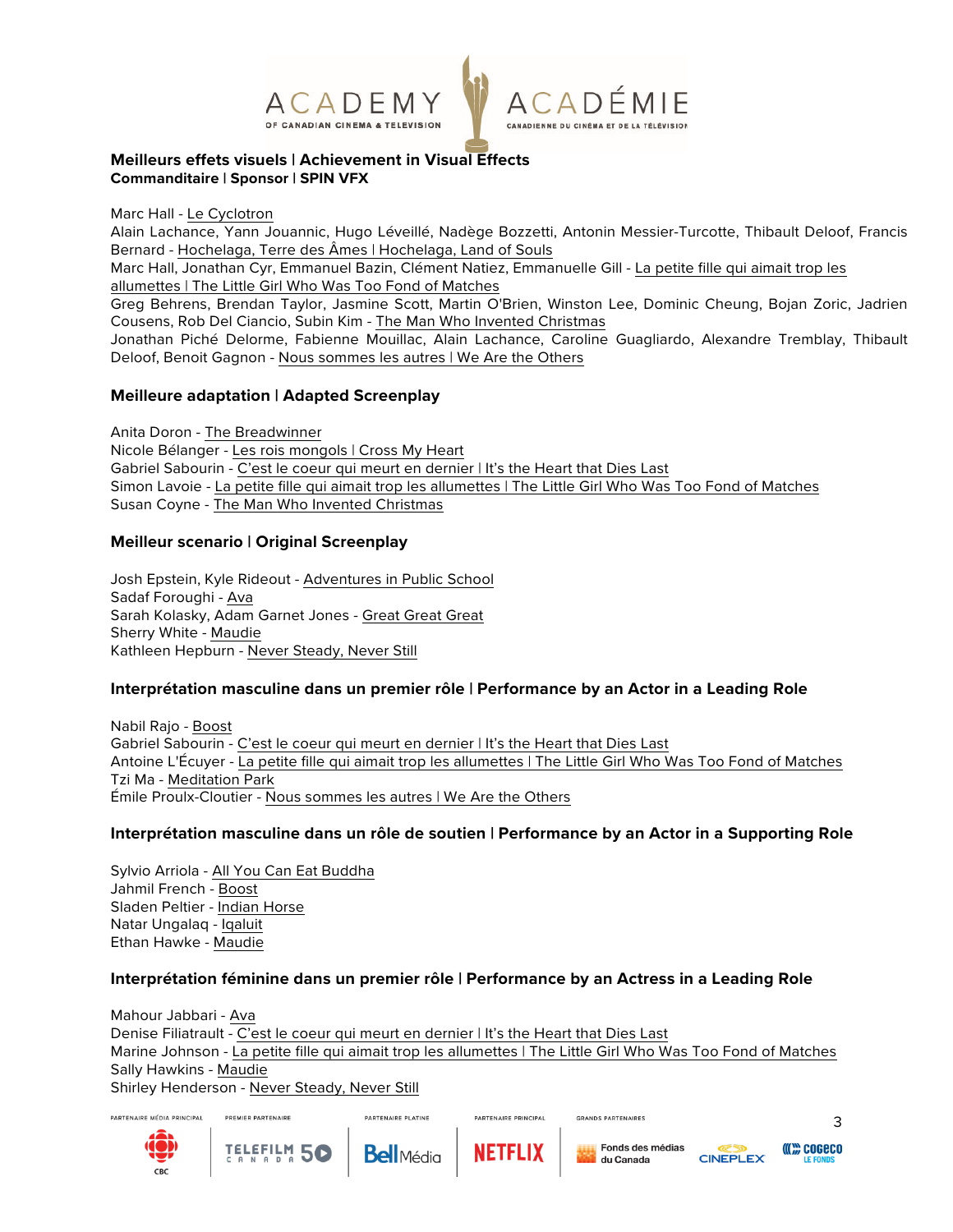### Meilleurs effets visuels | Achievement in Visual Effects
**Commanditaire | Sponsor | SPIN VFX**

Marc Hall - Le Cyclotron
Alain Lachance, Yann Jouannic, Hugo Léveillé, Nadège Bozzetti, Antonin Messier-Turcotte, Thibault Deloof, Francis Bernard - Hochelaga, Terre des Âmes | Hochelaga, Land of Souls
Marc Hall, Jonathan Cyr, Emmanuel Bazin, Clément Natiez, Emmanuelle Gill - La petite fille qui aimait trop les allumettes | The Little Girl Who Was Too Fond of Matches
Greg Behrens, Brendan Taylor, Jasmine Scott, Martin O'Brien, Winston Lee, Dominic Cheung, Bojan Zoric, Jadrien Cousens, Rob Del Ciancio, Subin Kim - The Man Who Invented Christmas
Jonathan Piché Delorme, Fabienne Mouillac, Alain Lachance, Caroline Guagliardo, Alexandre Tremblay, Thibault Deloof, Benoit Gagnon - Nous sommes les autres | We Are the Others

### Meilleure adaptation | Adapted Screenplay

Anita Doron - The Breadwinner
Nicole Bélanger - Les rois mongols | Cross My Heart
Gabriel Sabourin - C'est le coeur qui meurt en dernier | It's the Heart that Dies Last
Simon Lavoie - La petite fille qui aimait trop les allumettes | The Little Girl Who Was Too Fond of Matches
Susan Coyne - The Man Who Invented Christmas

### Meilleur scenario | Original Screenplay

Josh Epstein, Kyle Rideout - Adventures in Public School
Sadaf Foroughi - Ava
Sarah Kolasky, Adam Garnet Jones - Great Great Great
Sherry White - Maudie
Kathleen Hepburn - Never Steady, Never Still

### Interprétation masculine dans un premier rôle | Performance by an Actor in a Leading Role

Nabil Rajo - Boost
Gabriel Sabourin - C'est le coeur qui meurt en dernier | It's the Heart that Dies Last
Antoine L'Écuyer - La petite fille qui aimait trop les allumettes | The Little Girl Who Was Too Fond of Matches
Tzi Ma - Meditation Park
Émile Proulx-Cloutier - Nous sommes les autres | We Are the Others

### Interprétation masculine dans un rôle de soutien | Performance by an Actor in a Supporting Role

Sylvio Arriola - All You Can Eat Buddha
Jahmil French - Boost
Sladen Peltier - Indian Horse
Natar Ungalaq - Iqaluit
Ethan Hawke - Maudie

### Interprétation féminine dans un premier rôle | Performance by an Actress in a Leading Role

Mahour Jabbari - Ava
Denise Filiatrault - C'est le coeur qui meurt en dernier | It's the Heart that Dies Last
Marine Johnson - La petite fille qui aimait trop les allumettes | The Little Girl Who Was Too Fond of Matches
Sally Hawkins - Maudie
Shirley Henderson - Never Steady, Never Still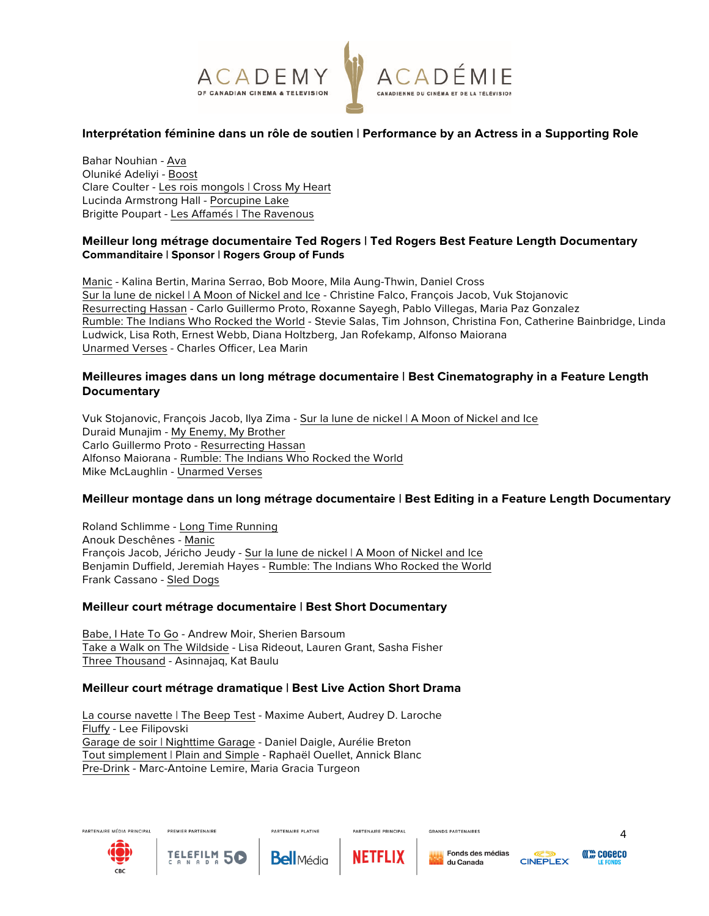### Interprétation féminine dans un rôle de soutien | Performance by an Actress in a Supporting Role

Bahar Nouhian - Ava
Oluniké Adeliyi - Boost
Clare Coulter - Les rois mongols | Cross My Heart
Lucinda Armstrong Hall - Porcupine Lake
Brigitte Poupart - Les Affamés | The Ravenous

### Meilleur long métrage documentaire Ted Rogers | Ted Rogers Best Feature Length Documentary
**Commanditaire | Sponsor | Rogers Group of Funds**

Manic - Kalina Bertin, Marina Serrao, Bob Moore, Mila Aung-Thwin, Daniel Cross
Sur la lune de nickel | A Moon of Nickel and Ice - Christine Falco, François Jacob, Vuk Stojanovic
Resurrecting Hassan - Carlo Guillermo Proto, Roxanne Sayegh, Pablo Villegas, Maria Paz Gonzalez
Rumble: The Indians Who Rocked the World - Stevie Salas, Tim Johnson, Christina Fon, Catherine Bainbridge, Linda Ludwick, Lisa Roth, Ernest Webb, Diana Holtzberg, Jan Rofekamp, Alfonso Maiorana
Unarmed Verses - Charles Officer, Lea Marin

### Meilleures images dans un long métrage documentaire | Best Cinematography in a Feature Length Documentary

Vuk Stojanovic, François Jacob, Ilya Zima - Sur la lune de nickel | A Moon of Nickel and Ice
Duraid Munajim - My Enemy, My Brother
Carlo Guillermo Proto - Resurrecting Hassan
Alfonso Maiorana - Rumble: The Indians Who Rocked the World
Mike McLaughlin - Unarmed Verses

### Meilleur montage dans un long métrage documentaire | Best Editing in a Feature Length Documentary

Roland Schlimme - Long Time Running
Anouk Deschênes - Manic
François Jacob, Jéricho Jeudy - Sur la lune de nickel | A Moon of Nickel and Ice
Benjamin Duffield, Jeremiah Hayes - Rumble: The Indians Who Rocked the World
Frank Cassano - Sled Dogs

### Meilleur court métrage documentaire | Best Short Documentary

Babe, I Hate To Go - Andrew Moir, Sherien Barsoum
Take a Walk on The Wildside - Lisa Rideout, Lauren Grant, Sasha Fisher
Three Thousand - Asinnajaq, Kat Baulu

### Meilleur court métrage dramatique | Best Live Action Short Drama

La course navette | The Beep Test - Maxime Aubert, Audrey D. Laroche
Fluffy - Lee Filipovski
Garage de soir | Nighttime Garage - Daniel Daigle, Aurélie Breton
Tout simplement | Plain and Simple - Raphaël Ouellet, Annick Blanc
Pre-Drink - Marc-Antoine Lemire, Maria Gracia Turgeon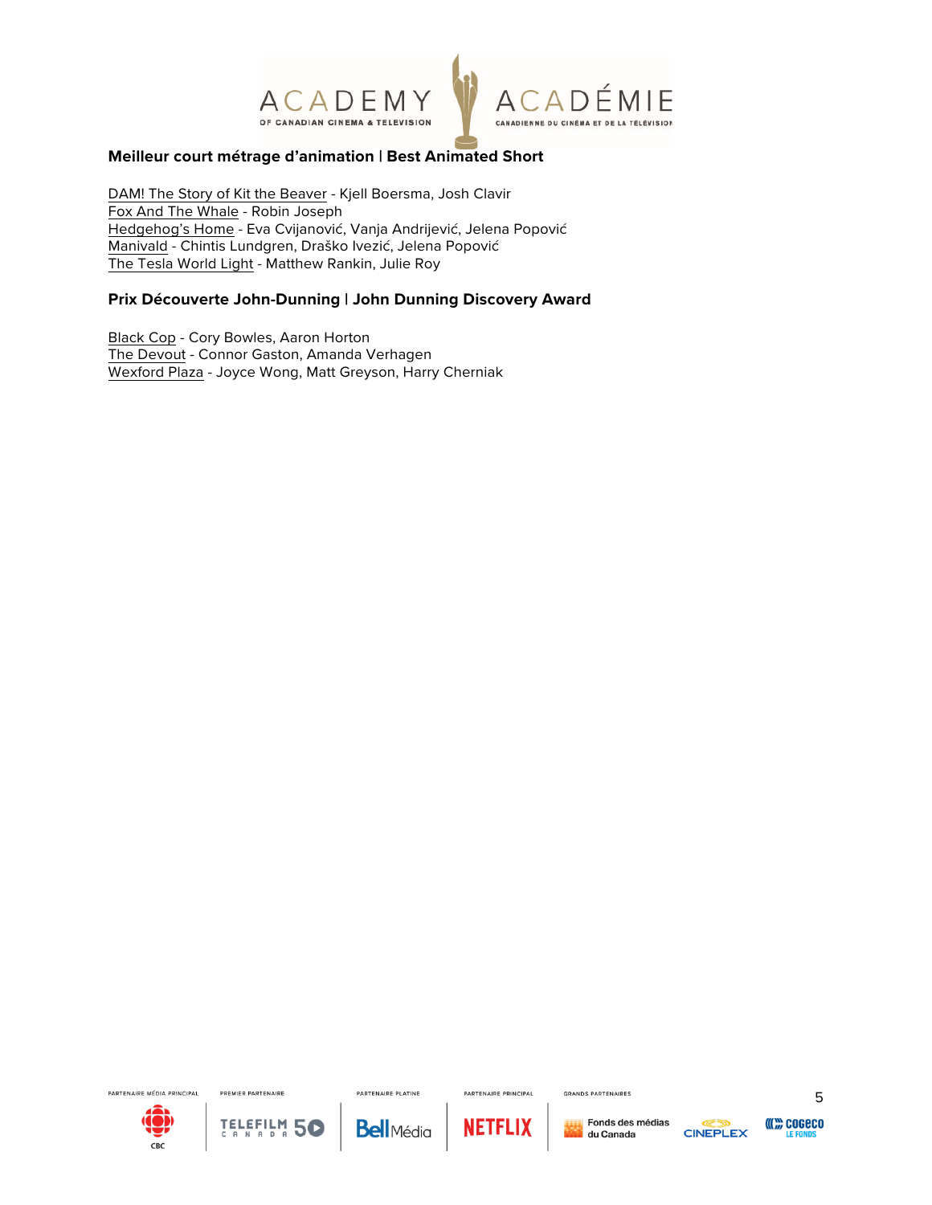**Meilleur court métrage d'animation | Best Animated Short**

DAM! The Story of Kit the Beaver - Kjell Boersma, Josh Clavir
Fox And The Whale - Robin Joseph
Hedgehog's Home - Eva Cvijanović, Vanja Andrijević, Jelena Popović
Manivald - Chintis Lundgren, Draško Ivezić, Jelena Popović
The Tesla World Light - Matthew Rankin, Julie Roy

**Prix Découverte John-Dunning | John Dunning Discovery Award**

Black Cop - Cory Bowles, Aaron Horton
The Devout - Connor Gaston, Amanda Verhagen
Wexford Plaza - Joyce Wong, Matt Greyson, Harry Cherniak